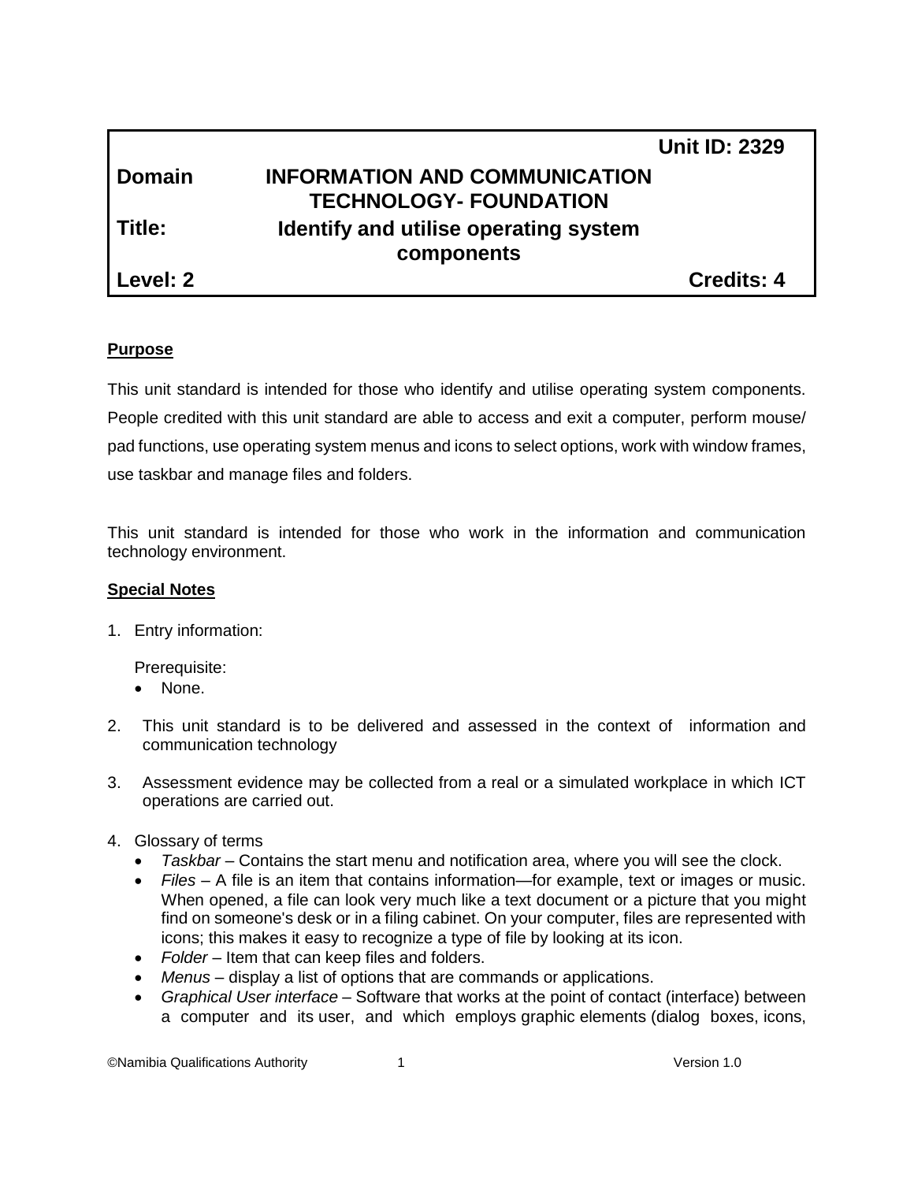| | | |
|---|---|---|
| | | **Unit ID: 2329** |
| **Domain** | **INFORMATION AND COMMUNICATION TECHNOLOGY- FOUNDATION** | |
| **Title:** | **Identify and utilise operating system components** | |
| **Level: 2** | | **Credits: 4** |

## Purpose

This unit standard is intended for those who identify and utilise operating system components. People credited with this unit standard are able to access and exit a computer, perform mouse/pad functions, use operating system menus and icons to select options, work with window frames, use taskbar and manage files and folders.

This unit standard is intended for those who work in the information and communication technology environment.

## Special Notes

1. Entry information:

   Prerequisite:
   - None.

2. This unit standard is to be delivered and assessed in the context of information and communication technology

3. Assessment evidence may be collected from a real or a simulated workplace in which ICT operations are carried out.

4. Glossary of terms
   - *Taskbar* – Contains the start menu and notification area, where you will see the clock.
   - *Files* – A file is an item that contains information—for example, text or images or music. When opened, a file can look very much like a text document or a picture that you might find on someone's desk or in a filing cabinet. On your computer, files are represented with icons; this makes it easy to recognize a type of file by looking at its icon.
   - *Folder* – Item that can keep files and folders.
   - *Menus* – display a list of options that are commands or applications.
   - *Graphical User interface* – Software that works at the point of contact (interface) between a computer and its user, and which employs graphic elements (dialog boxes, icons,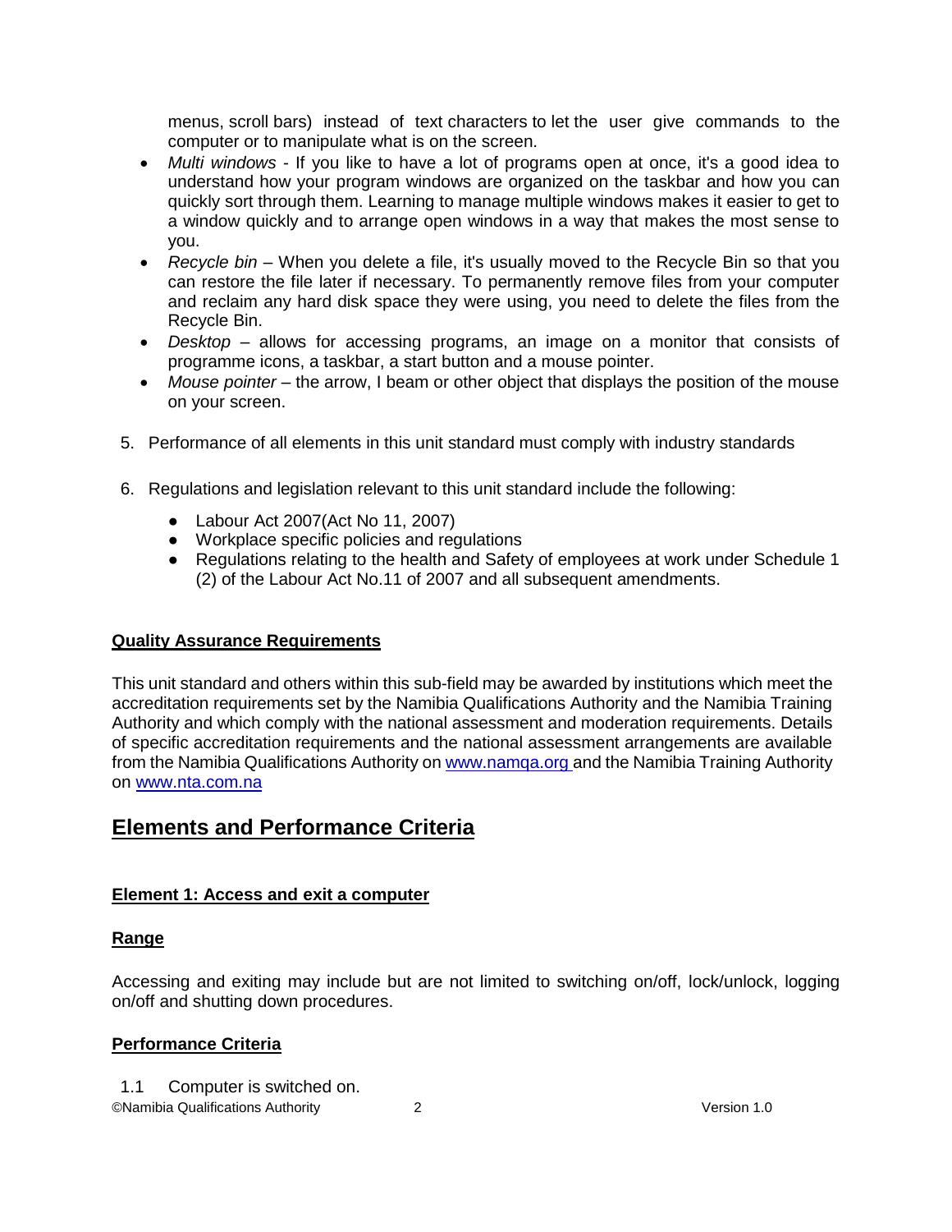menus, scroll bars) instead of text characters to let the user give commands to the computer or to manipulate what is on the screen.

- *Multi windows* - If you like to have a lot of programs open at once, it's a good idea to understand how your program windows are organized on the taskbar and how you can quickly sort through them. Learning to manage multiple windows makes it easier to get to a window quickly and to arrange open windows in a way that makes the most sense to you.
- *Recycle bin* – When you delete a file, it's usually moved to the Recycle Bin so that you can restore the file later if necessary. To permanently remove files from your computer and reclaim any hard disk space they were using, you need to delete the files from the Recycle Bin.
- *Desktop* – allows for accessing programs, an image on a monitor that consists of programme icons, a taskbar, a start button and a mouse pointer.
- *Mouse pointer* – the arrow, I beam or other object that displays the position of the mouse on your screen.

5. Performance of all elements in this unit standard must comply with industry standards

6. Regulations and legislation relevant to this unit standard include the following:
    - Labour Act 2007(Act No 11, 2007)
    - Workplace specific policies and regulations
    - Regulations relating to the health and Safety of employees at work under Schedule 1 (2) of the Labour Act No.11 of 2007 and all subsequent amendments.

**Quality Assurance Requirements**

This unit standard and others within this sub-field may be awarded by institutions which meet the accreditation requirements set by the Namibia Qualifications Authority and the Namibia Training Authority and which comply with the national assessment and moderation requirements. Details of specific accreditation requirements and the national assessment arrangements are available from the Namibia Qualifications Authority on www.namqa.org and the Namibia Training Authority on www.nta.com.na

## Elements and Performance Criteria

**Element 1: Access and exit a computer**

**Range**

Accessing and exiting may include but are not limited to switching on/off, lock/unlock, logging on/off and shutting down procedures.

**Performance Criteria**

1.1 Computer is switched on.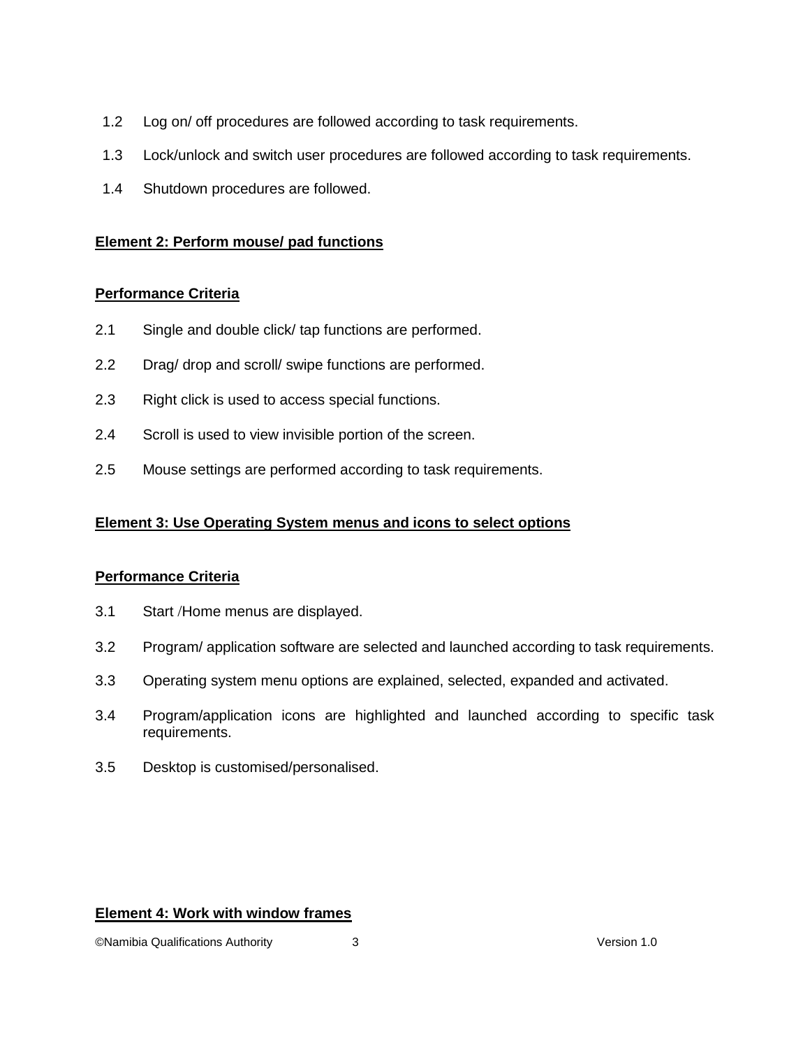1.2 Log on/ off procedures are followed according to task requirements.

1.3 Lock/unlock and switch user procedures are followed according to task requirements.

1.4 Shutdown procedures are followed.

**Element 2: Perform mouse/ pad functions**

**Performance Criteria**

2.1 Single and double click/ tap functions are performed.

2.2 Drag/ drop and scroll/ swipe functions are performed.

2.3 Right click is used to access special functions.

2.4 Scroll is used to view invisible portion of the screen.

2.5 Mouse settings are performed according to task requirements.

**Element 3: Use Operating System menus and icons to select options**

**Performance Criteria**

3.1 Start /Home menus are displayed.

3.2 Program/ application software are selected and launched according to task requirements.

3.3 Operating system menu options are explained, selected, expanded and activated.

3.4 Program/application icons are highlighted and launched according to specific task requirements.

3.5 Desktop is customised/personalised.

**Element 4: Work with window frames**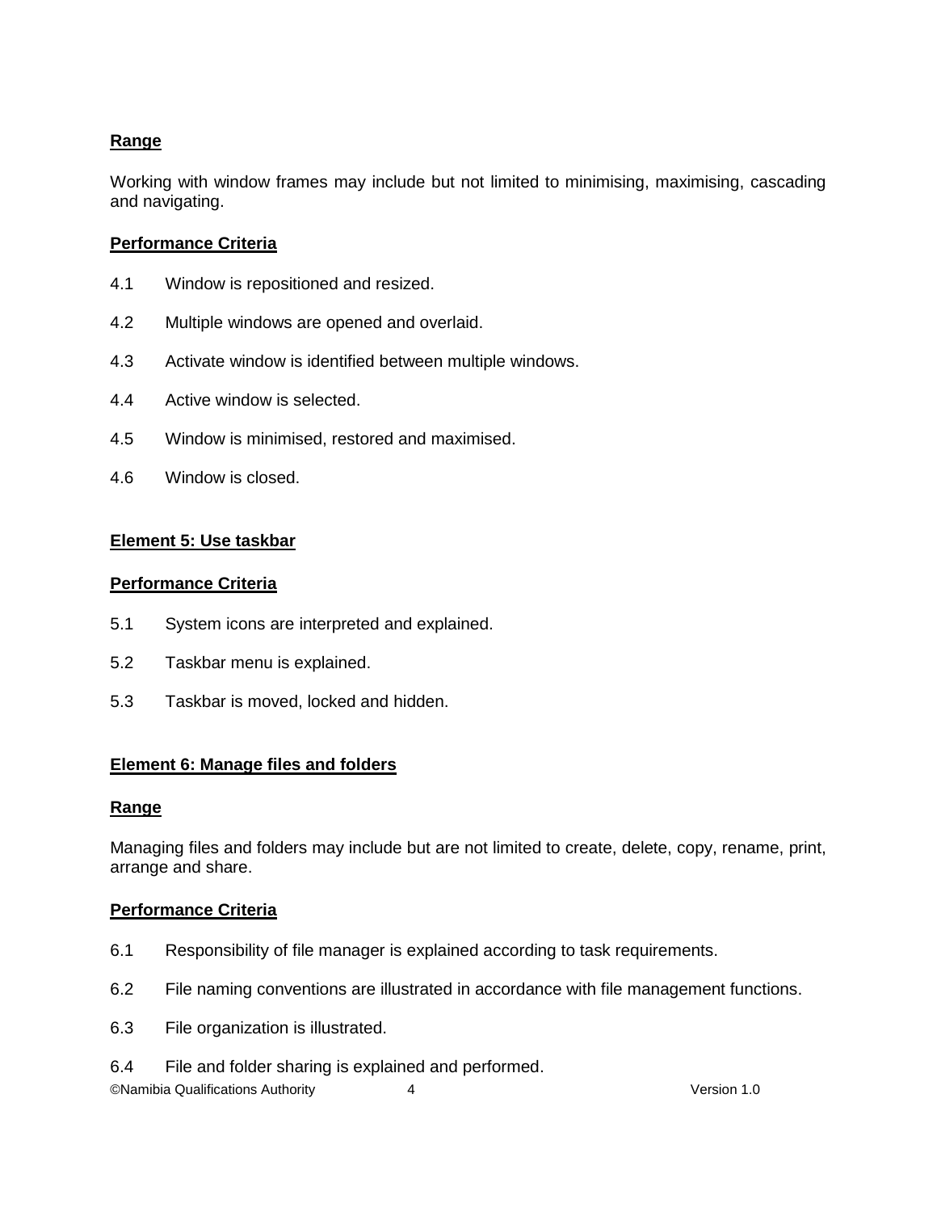**Range**

Working with window frames may include but not limited to minimising, maximising, cascading and navigating.

**Performance Criteria**

4.1 Window is repositioned and resized.

4.2 Multiple windows are opened and overlaid.

4.3 Activate window is identified between multiple windows.

4.4 Active window is selected.

4.5 Window is minimised, restored and maximised.

4.6 Window is closed.

**Element 5: Use taskbar**

**Performance Criteria**

5.1 System icons are interpreted and explained.

5.2 Taskbar menu is explained.

5.3 Taskbar is moved, locked and hidden.

**Element 6: Manage files and folders**

**Range**

Managing files and folders may include but are not limited to create, delete, copy, rename, print, arrange and share.

**Performance Criteria**

6.1 Responsibility of file manager is explained according to task requirements.

6.2 File naming conventions are illustrated in accordance with file management functions.

6.3 File organization is illustrated.

6.4 File and folder sharing is explained and performed.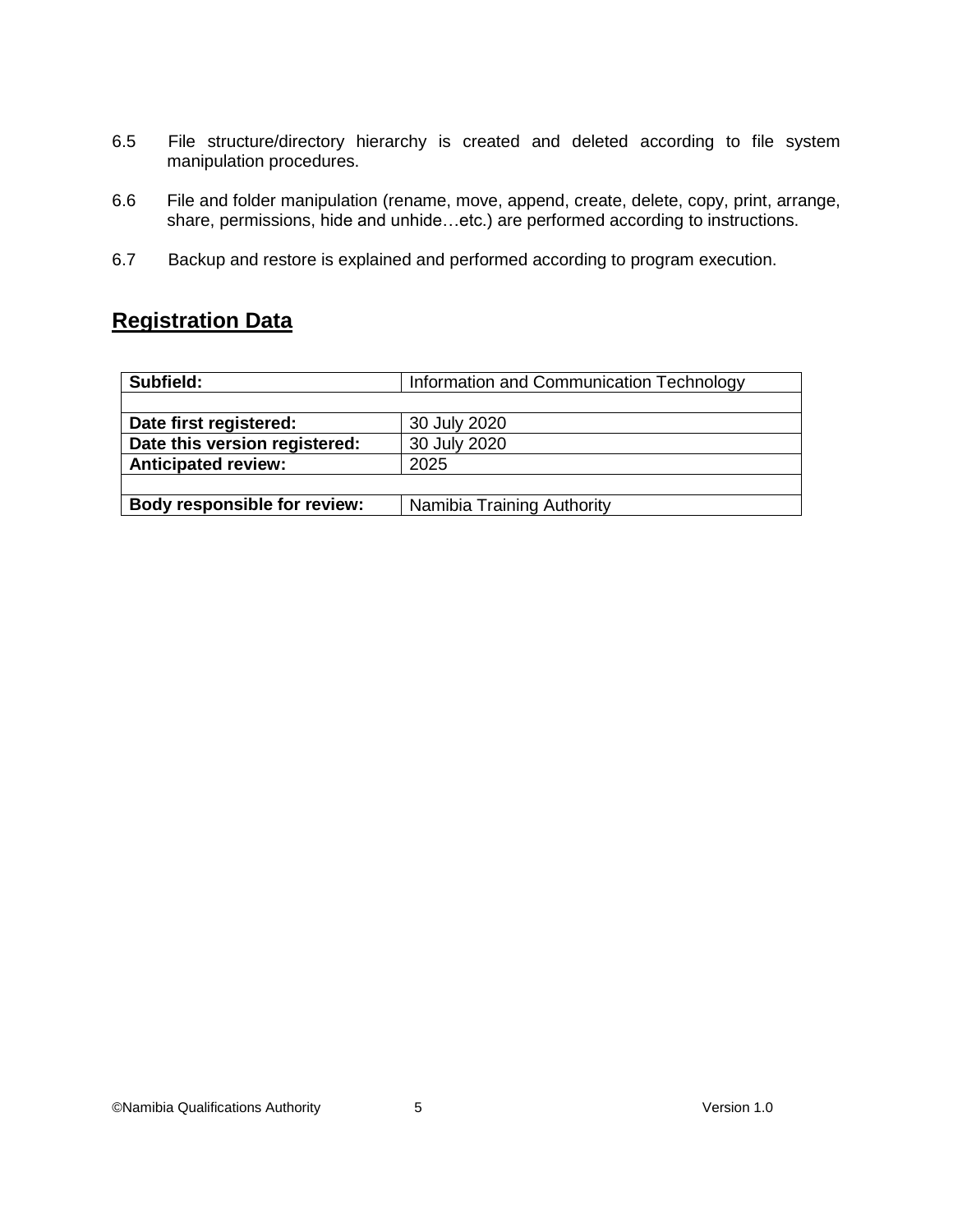6.5 File structure/directory hierarchy is created and deleted according to file system manipulation procedures.

6.6 File and folder manipulation (rename, move, append, create, delete, copy, print, arrange, share, permissions, hide and unhide…etc.) are performed according to instructions.

6.7 Backup and restore is explained and performed according to program execution.

## Registration Data

| | |
|---|---|
| **Subfield:** | Information and Communication Technology |
| | |
| **Date first registered:** | 30 July 2020 |
| **Date this version registered:** | 30 July 2020 |
| **Anticipated review:** | 2025 |
| | |
| **Body responsible for review:** | Namibia Training Authority |